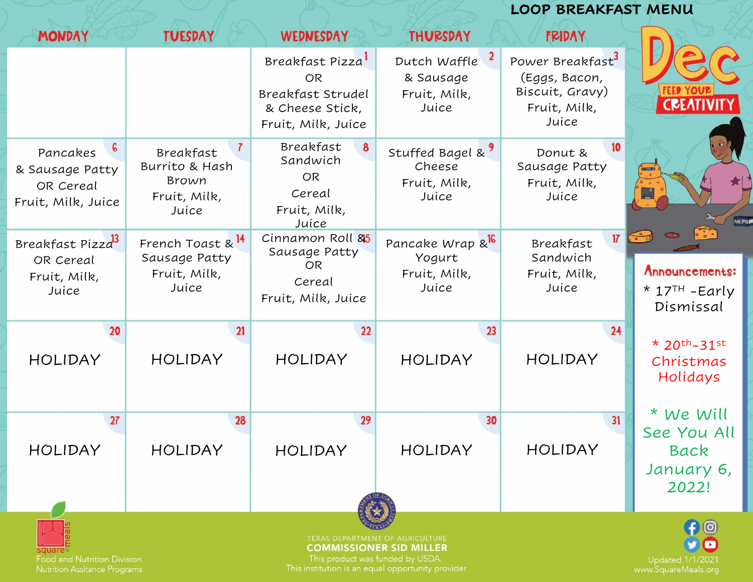# LOOP BREAKFAST MENU

## Dec

FEED YOUR CREATIVITY

| MONDAY | TUESDAY | WEDNESDAY | THURSDAY | FRIDAY |
|---|---|---|---|---|
| | | 1 Breakfast Pizza OR Breakfast Strudel & Cheese Stick, Fruit, Milk, Juice | 2 Dutch Waffle & Sausage Fruit, Milk, Juice | 3 Power Breakfast (Eggs, Bacon, Biscuit, Gravy) Fruit, Milk, Juice |
| 6 Pancakes & Sausage Patty OR Cereal Fruit, Milk, Juice | 7 Breakfast Burrito & Hash Brown Fruit, Milk, Juice | 8 Breakfast Sandwich OR Cereal Fruit, Milk, Juice | 9 Stuffed Bagel & Cheese Fruit, Milk, Juice | 10 Donut & Sausage Patty Fruit, Milk, Juice |
| 13 Breakfast Pizza OR Cereal Fruit, Milk, Juice | 14 French Toast & Sausage Patty Fruit, Milk, Juice | 15 Cinnamon Roll & Sausage Patty OR Cereal Fruit, Milk, Juice | 16 Pancake Wrap & Yogurt Fruit, Milk, Juice | 17 Breakfast Sandwich Fruit, Milk, Juice |
| 20 HOLIDAY | 21 HOLIDAY | 22 HOLIDAY | 23 HOLIDAY | 24 HOLIDAY |
| 27 HOLIDAY | 28 HOLIDAY | 29 HOLIDAY | 30 HOLIDAY | 31 HOLIDAY |

**Announcements:**

* 17TH -Early Dismissal

* 20th-31st Christmas Holidays

* We Will See You All Back January 6, 2022!

square meals
Food and Nutrition Division
Nutrition Assitance Programs

TEXAS DEPARTMENT OF AGRICULTURE
**COMMISSIONER SID MILLER**
This product was funded by USDA.
This institution is an equal opportunity provider.

Updated 1/1/2021
www.SquareMeals.org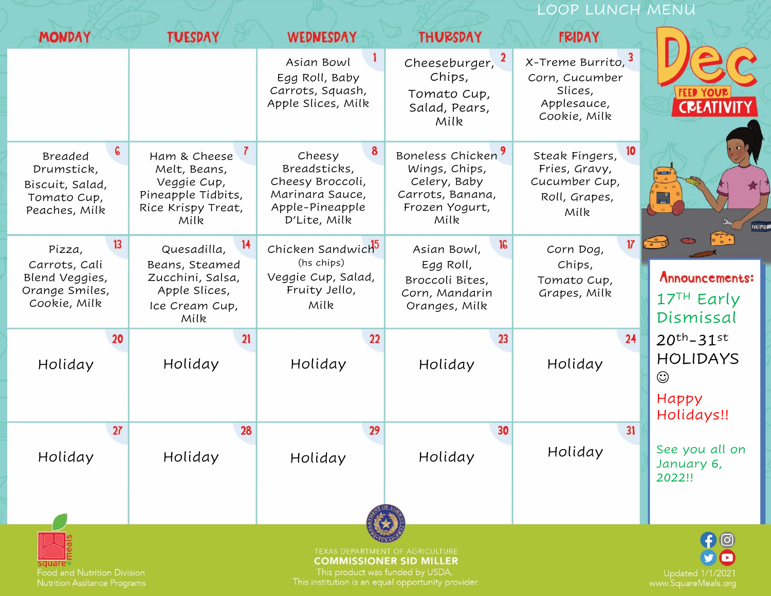# LOOP LUNCH MENU

## Dec

FEED YOUR CREATIVITY

| MONDAY | TUESDAY | WEDNESDAY | THURSDAY | FRIDAY |
|---|---|---|---|---|
| | | 1 Asian Bowl Egg Roll, Baby Carrots, Squash, Apple Slices, Milk | 2 Cheeseburger, Chips, Tomato Cup, Salad, Pears, Milk | 3 X-Treme Burrito, Corn, Cucumber Slices, Applesauce, Cookie, Milk |
| 6 Breaded Drumstick, Biscuit, Salad, Tomato Cup, Peaches, Milk | 7 Ham & Cheese Melt, Beans, Veggie Cup, Pineapple Tidbits, Rice Krispy Treat, Milk | 8 Cheesy Breadsticks, Cheesy Broccoli, Marinara Sauce, Apple-Pineapple D'Lite, Milk | 9 Boneless Chicken Wings, Chips, Celery, Baby Carrots, Banana, Frozen Yogurt, Milk | 10 Steak Fingers, Fries, Gravy, Cucumber Cup, Roll, Grapes, Milk |
| 13 Pizza, Carrots, Cali Blend Veggies, Orange Smiles, Cookie, Milk | 14 Quesadilla, Beans, Steamed Zucchini, Salsa, Apple Slices, Ice Cream Cup, Milk | 15 Chicken Sandwich (hs chips) Veggie Cup, Salad, Fruity Jello, Milk | 16 Asian Bowl, Egg Roll, Broccoli Bites, Corn, Mandarin Oranges, Milk | 17 Corn Dog, Chips, Tomato Cup, Grapes, Milk |
| 20 Holiday | 21 Holiday | 22 Holiday | 23 Holiday | 24 Holiday |
| 27 Holiday | 28 Holiday | 29 Holiday | 30 Holiday | 31 Holiday |

**Announcements:**

17TH Early Dismissal

20th-31st HOLIDAYS ☺

Happy Holidays!!

See you all on January 6, 2022!!

square meals
Food and Nutrition Division
Nutrition Assitance Programs

TEXAS DEPARTMENT OF AGRICULTURE
COMMISSIONER SID MILLER
This product was funded by USDA.
This institution is an equal opportunity provider.

Updated 1/1/2021
www.SquareMeals.org